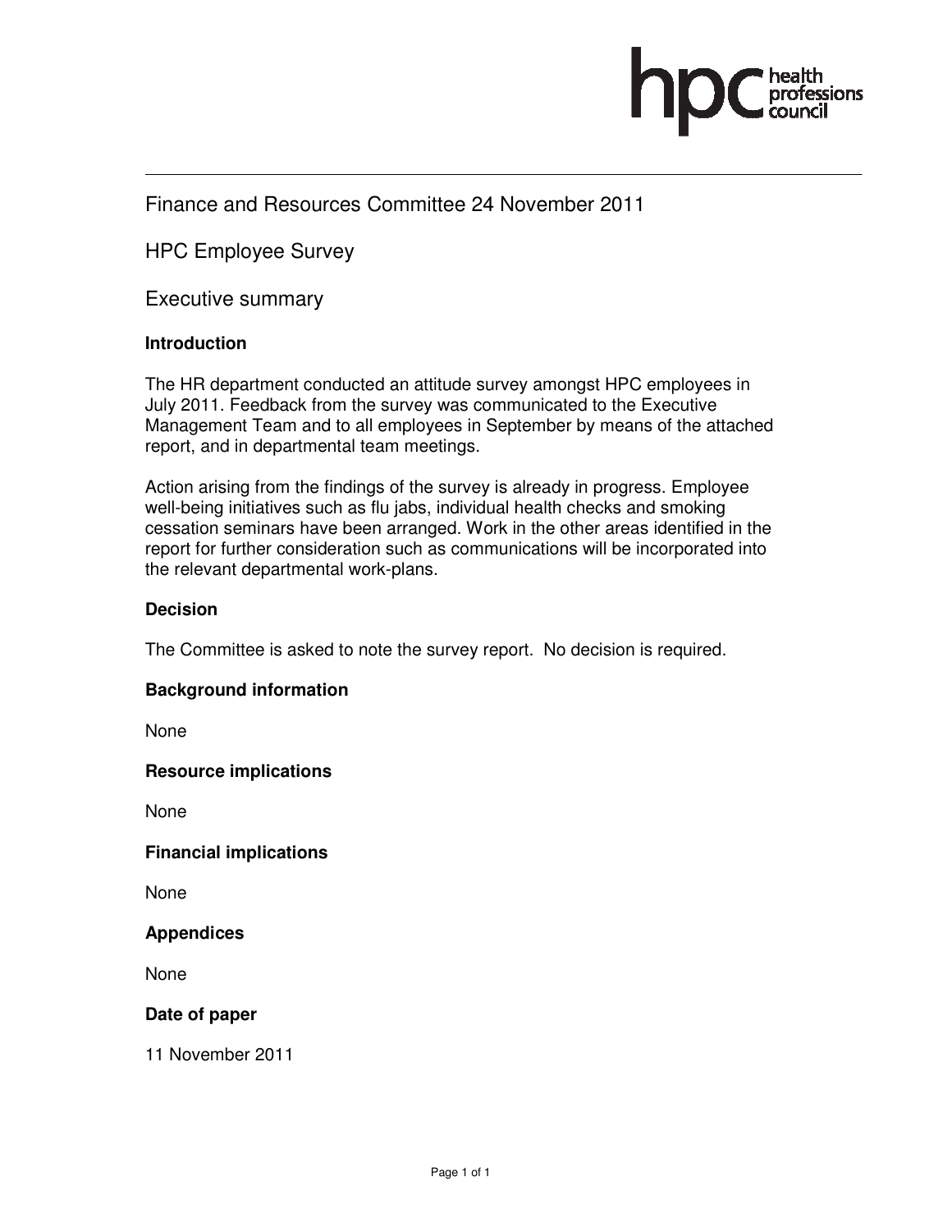Finance and Resources Committee 24 November 2011

HPC Employee Survey

Executive summary

**Introduction**

The HR department conducted an attitude survey amongst HPC employees in July 2011. Feedback from the survey was communicated to the Executive Management Team and to all employees in September by means of the attached report, and in departmental team meetings.

Action arising from the findings of the survey is already in progress. Employee well-being initiatives such as flu jabs, individual health checks and smoking cessation seminars have been arranged. Work in the other areas identified in the report for further consideration such as communications will be incorporated into the relevant departmental work-plans.

**Decision**

The Committee is asked to note the survey report. No decision is required.

**Background information**

None

**Resource implications**

None

**Financial implications**

None

**Appendices**

None

**Date of paper**

11 November 2011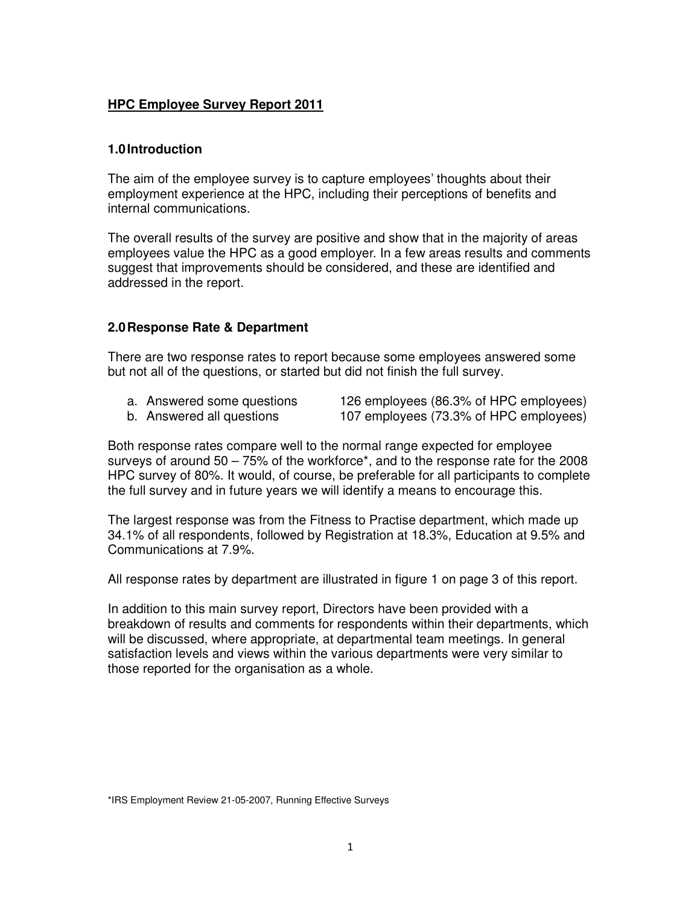# **HPC Employee Survey Report 2011**

## 1.0 Introduction

The aim of the employee survey is to capture employees' thoughts about their employment experience at the HPC, including their perceptions of benefits and internal communications.

The overall results of the survey are positive and show that in the majority of areas employees value the HPC as a good employer. In a few areas results and comments suggest that improvements should be considered, and these are identified and addressed in the report.

## 2.0 Response Rate & Department

There are two response rates to report because some employees answered some but not all of the questions, or started but did not finish the full survey.

a. Answered some questions — 126 employees (86.3% of HPC employees)
b. Answered all questions — 107 employees (73.3% of HPC employees)

Both response rates compare well to the normal range expected for employee surveys of around 50 – 75% of the workforce*, and to the response rate for the 2008 HPC survey of 80%. It would, of course, be preferable for all participants to complete the full survey and in future years we will identify a means to encourage this.

The largest response was from the Fitness to Practise department, which made up 34.1% of all respondents, followed by Registration at 18.3%, Education at 9.5% and Communications at 7.9%.

All response rates by department are illustrated in figure 1 on page 3 of this report.

In addition to this main survey report, Directors have been provided with a breakdown of results and comments for respondents within their departments, which will be discussed, where appropriate, at departmental team meetings. In general satisfaction levels and views within the various departments were very similar to those reported for the organisation as a whole.

*IRS Employment Review 21-05-2007, Running Effective Surveys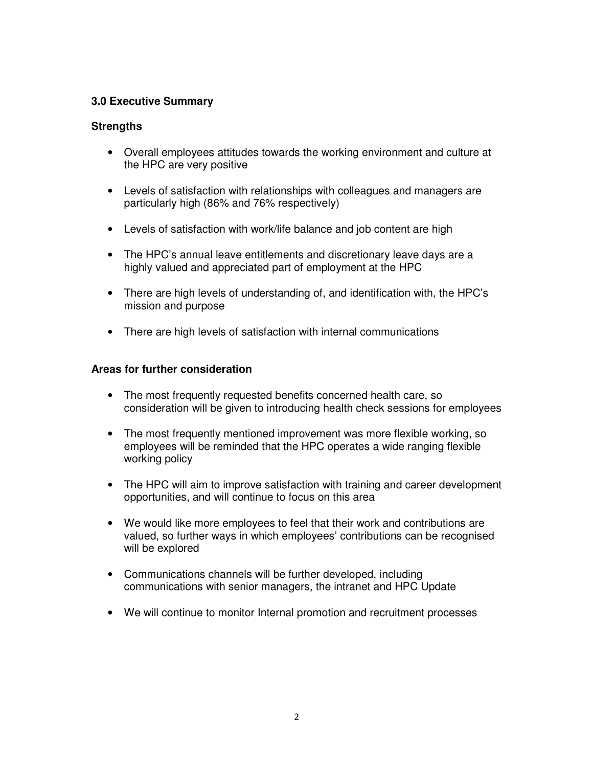## 3.0 Executive Summary

### Strengths

- Overall employees attitudes towards the working environment and culture at the HPC are very positive
- Levels of satisfaction with relationships with colleagues and managers are particularly high (86% and 76% respectively)
- Levels of satisfaction with work/life balance and job content are high
- The HPC's annual leave entitlements and discretionary leave days are a highly valued and appreciated part of employment at the HPC
- There are high levels of understanding of, and identification with, the HPC's mission and purpose
- There are high levels of satisfaction with internal communications

### Areas for further consideration

- The most frequently requested benefits concerned health care, so consideration will be given to introducing health check sessions for employees
- The most frequently mentioned improvement was more flexible working, so employees will be reminded that the HPC operates a wide ranging flexible working policy
- The HPC will aim to improve satisfaction with training and career development opportunities, and will continue to focus on this area
- We would like more employees to feel that their work and contributions are valued, so further ways in which employees' contributions can be recognised will be explored
- Communications channels will be further developed, including communications with senior managers, the intranet and HPC Update
- We will continue to monitor Internal promotion and recruitment processes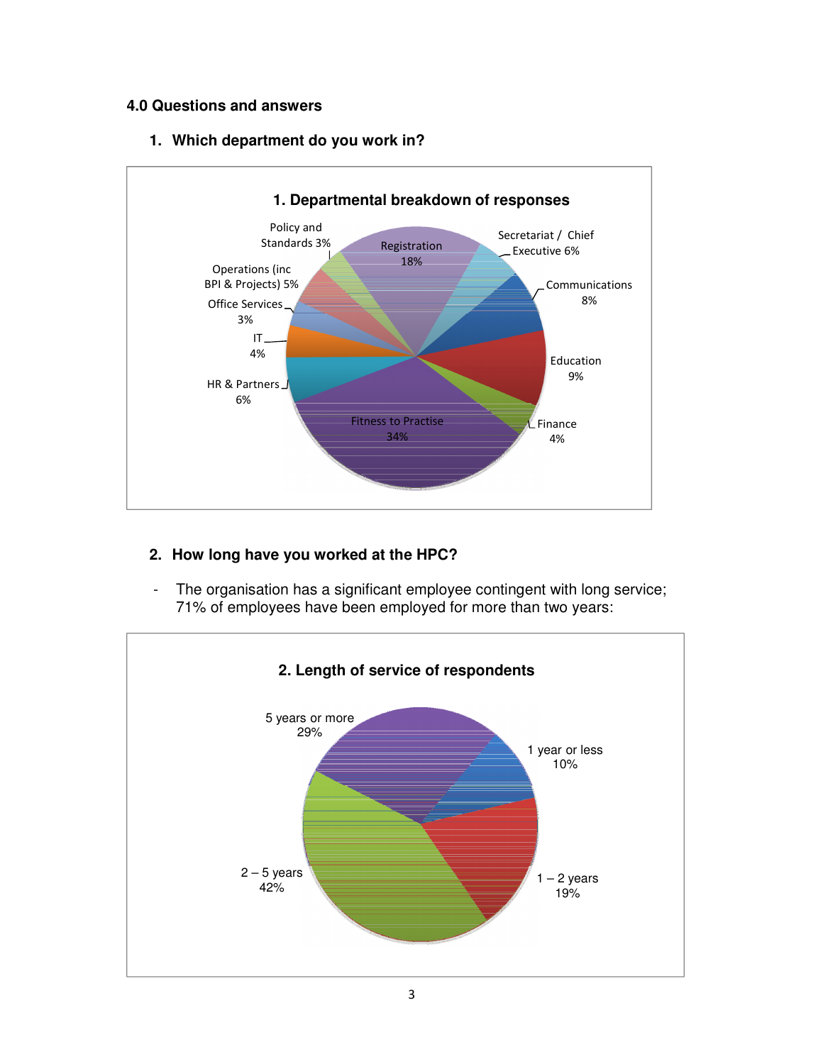## 4.0 Questions and answers

### 1. Which department do you work in?

**1. Departmental breakdown of responses**

| Department | Percentage |
|---|---|
| Registration | 18% |
| Secretariat / Chief Executive | 6% |
| Communications | 8% |
| Education | 9% |
| Finance | 4% |
| Fitness to Practise | 34% |
| HR & Partners | 6% |
| IT | 4% |
| Office Services | 3% |
| Operations (inc BPI & Projects) | 5% |
| Policy and Standards | 3% |

### 2. How long have you worked at the HPC?

- The organisation has a significant employee contingent with long service; 71% of employees have been employed for more than two years:

**2. Length of service of respondents**

| Length of service | Percentage |
|---|---|
| 1 year or less | 10% |
| 1 – 2 years | 19% |
| 2 – 5 years | 42% |
| 5 years or more | 29% |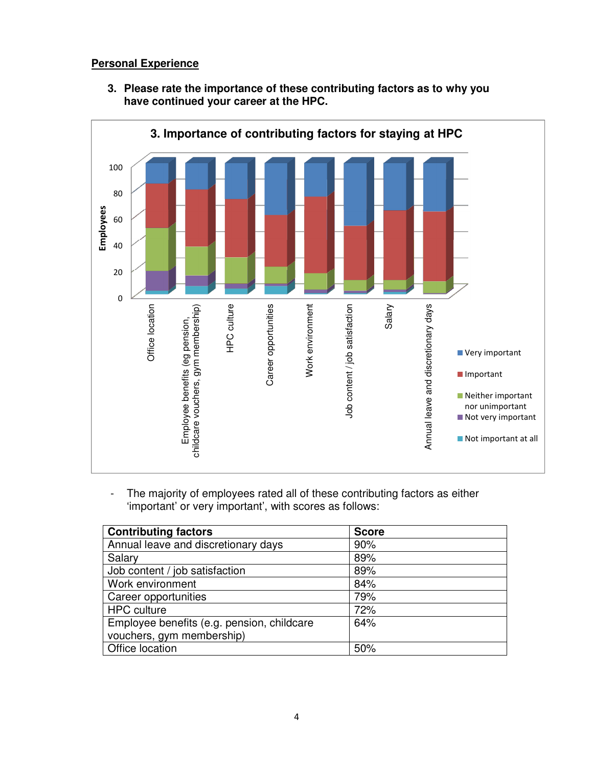**Personal Experience**

3. **Please rate the importance of these contributing factors as to why you have continued your career at the HPC.**

- The majority of employees rated all of these contributing factors as either 'important' or very important', with scores as follows:

| Contributing factors | Score |
|---|---|
| Annual leave and discretionary days | 90% |
| Salary | 89% |
| Job content / job satisfaction | 89% |
| Work environment | 84% |
| Career opportunities | 79% |
| HPC culture | 72% |
| Employee benefits (e.g. pension, childcare vouchers, gym membership) | 64% |
| Office location | 50% |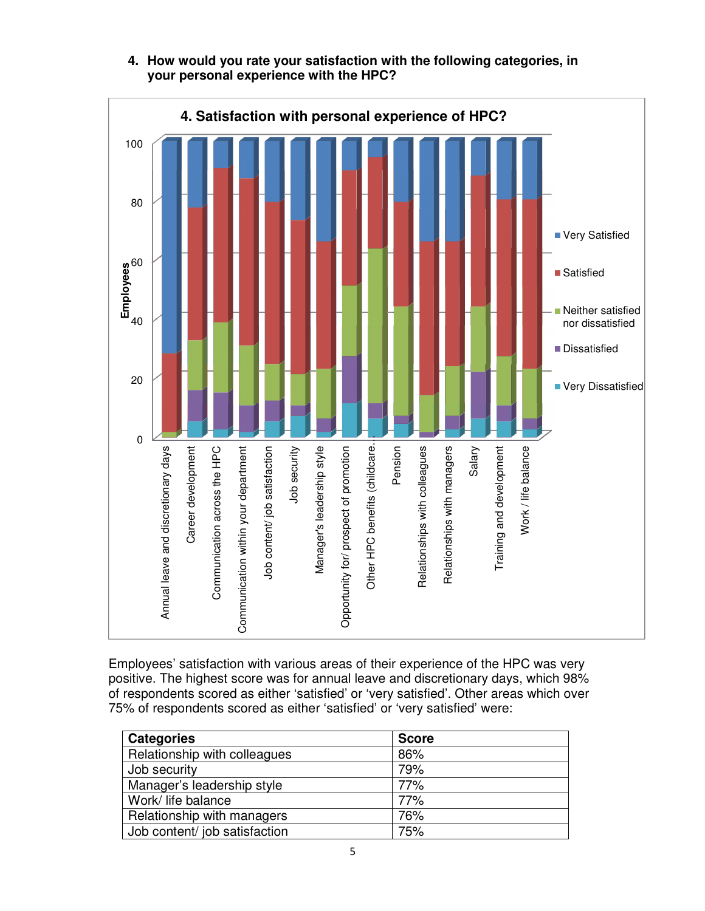4. **How would you rate your satisfaction with the following categories, in your personal experience with the HPC?**

Employees' satisfaction with various areas of their experience of the HPC was very positive. The highest score was for annual leave and discretionary days, which 98% of respondents scored as either 'satisfied' or 'very satisfied'. Other areas which over 75% of respondents scored as either 'satisfied' or 'very satisfied' were:

| Categories | Score |
|---|---|
| Relationship with colleagues | 86% |
| Job security | 79% |
| Manager's leadership style | 77% |
| Work/ life balance | 77% |
| Relationships with managers | 76% |
| Job content/ job satisfaction | 75% |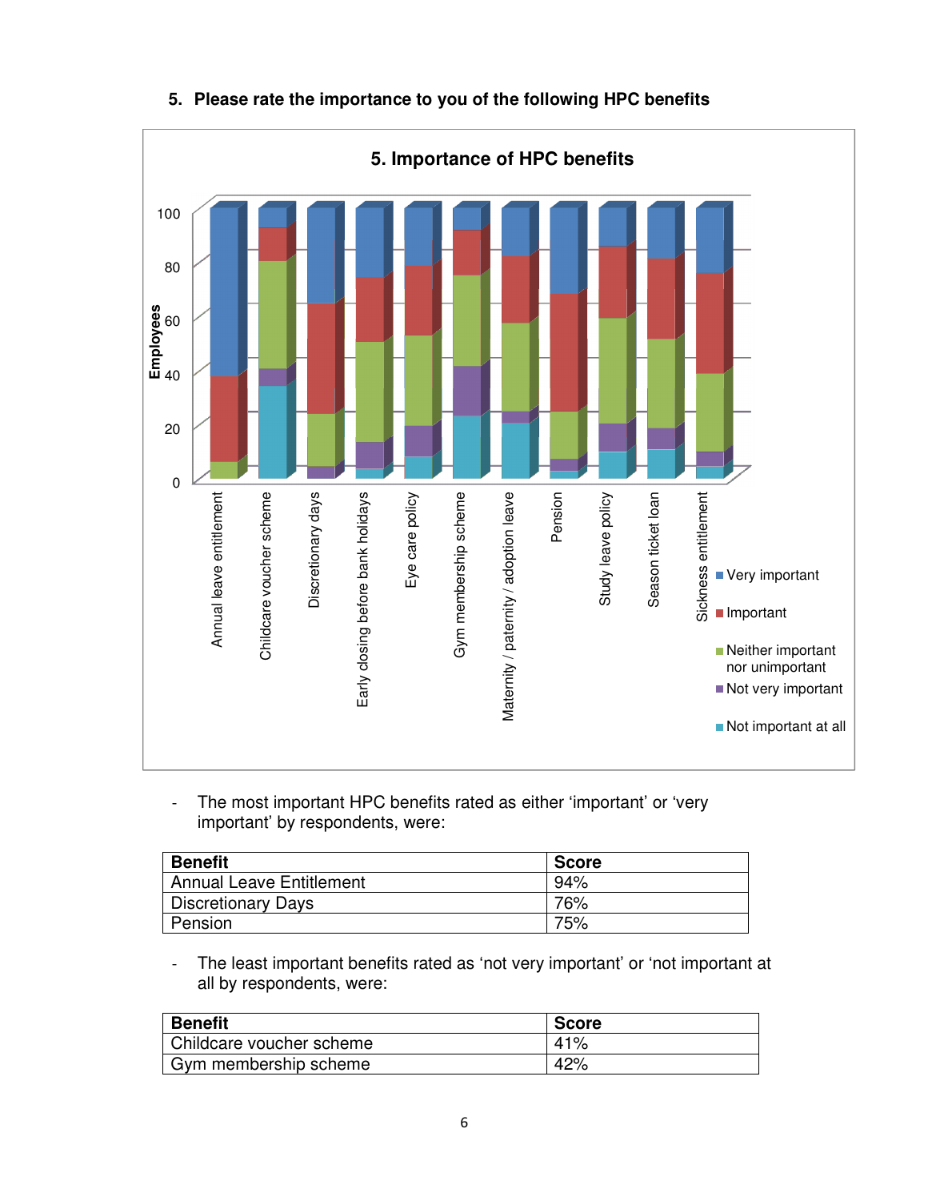**5. Please rate the importance to you of the following HPC benefits**

- The most important HPC benefits rated as either 'important' or 'very important' by respondents, were:

| Benefit | Score |
|---|---|
| Annual Leave Entitlement | 94% |
| Discretionary Days | 76% |
| Pension | 75% |

- The least important benefits rated as 'not very important' or 'not important at all by respondents, were:

| Benefit | Score |
|---|---|
| Childcare voucher scheme | 41% |
| Gym membership scheme | 42% |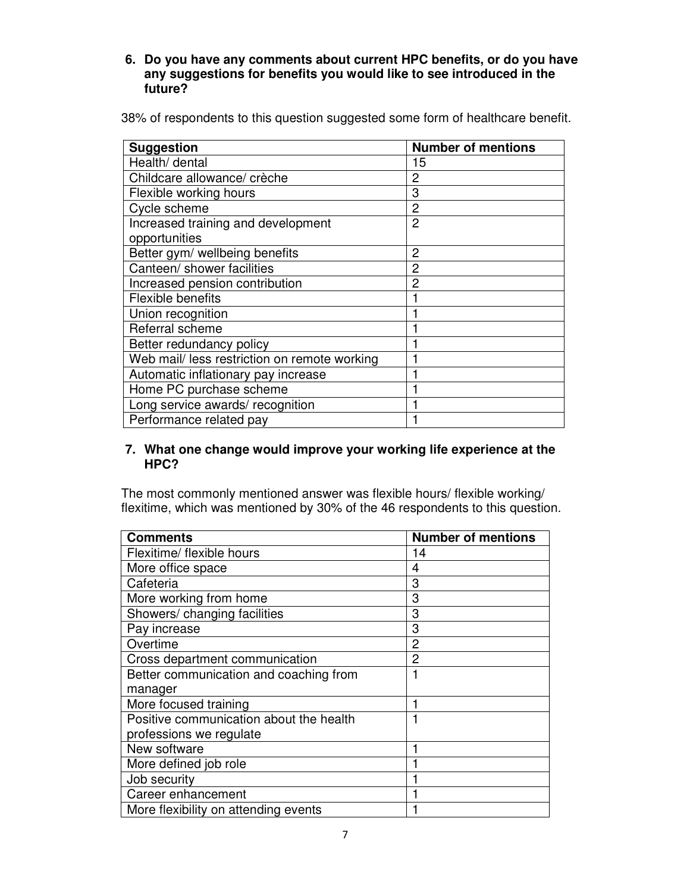**6. Do you have any comments about current HPC benefits, or do you have any suggestions for benefits you would like to see introduced in the future?**

38% of respondents to this question suggested some form of healthcare benefit.

| Suggestion | Number of mentions |
|---|---|
| Health/ dental | 15 |
| Childcare allowance/ crèche | 2 |
| Flexible working hours | 3 |
| Cycle scheme | 2 |
| Increased training and development opportunities | 2 |
| Better gym/ wellbeing benefits | 2 |
| Canteen/ shower facilities | 2 |
| Increased pension contribution | 2 |
| Flexible benefits | 1 |
| Union recognition | 1 |
| Referral scheme | 1 |
| Better redundancy policy | 1 |
| Web mail/ less restriction on remote working | 1 |
| Automatic inflationary pay increase | 1 |
| Home PC purchase scheme | 1 |
| Long service awards/ recognition | 1 |
| Performance related pay | 1 |

**7. What one change would improve your working life experience at the HPC?**

The most commonly mentioned answer was flexible hours/ flexible working/ flexitime, which was mentioned by 30% of the 46 respondents to this question.

| Comments | Number of mentions |
|---|---|
| Flexitime/ flexible hours | 14 |
| More office space | 4 |
| Cafeteria | 3 |
| More working from home | 3 |
| Showers/ changing facilities | 3 |
| Pay increase | 3 |
| Overtime | 2 |
| Cross department communication | 2 |
| Better communication and coaching from manager | 1 |
| More focused training | 1 |
| Positive communication about the health professions we regulate | 1 |
| New software | 1 |
| More defined job role | 1 |
| Job security | 1 |
| Career enhancement | 1 |
| More flexibility on attending events | 1 |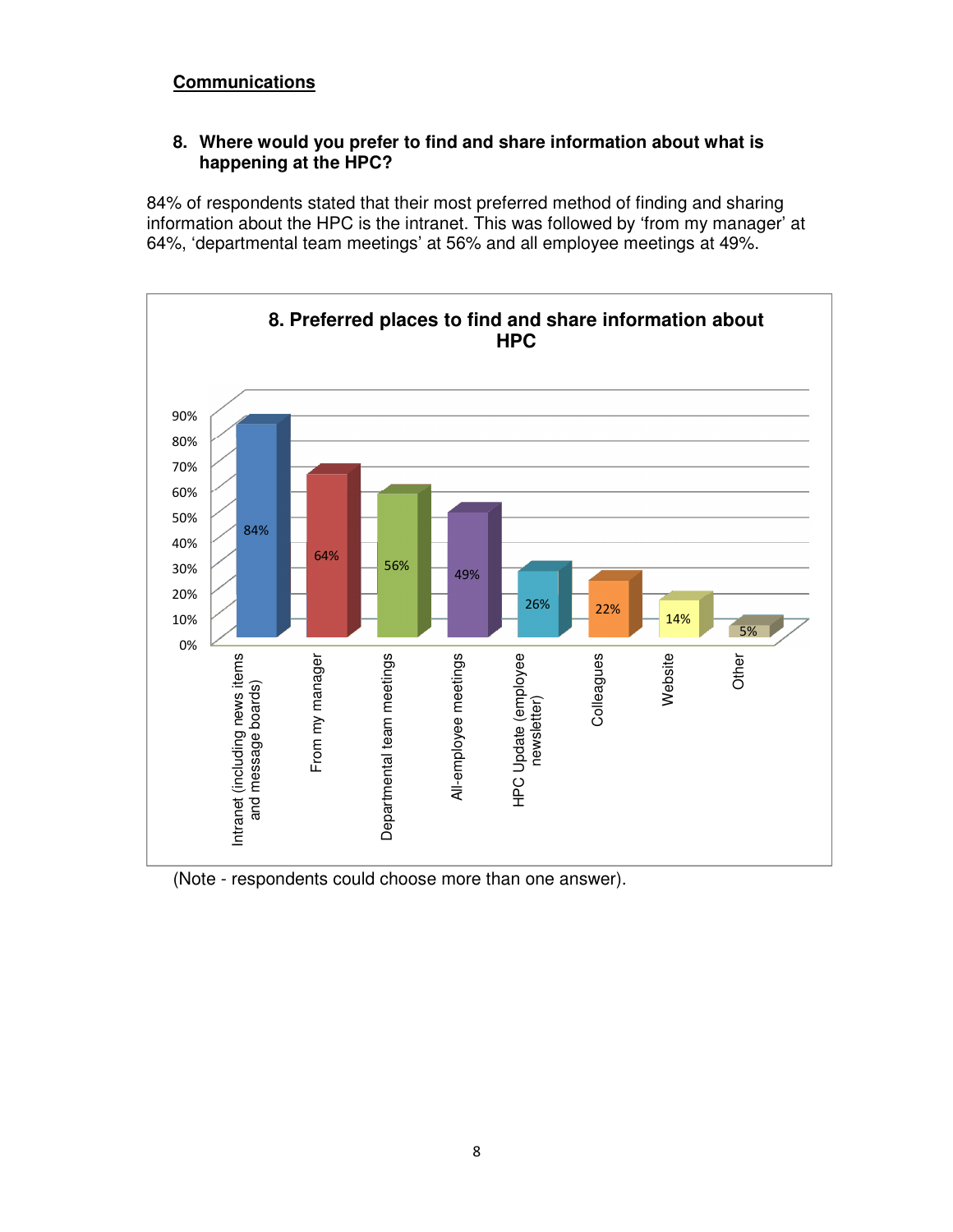## Communications

### 8. Where would you prefer to find and share information about what is happening at the HPC?

84% of respondents stated that their most preferred method of finding and sharing information about the HPC is the intranet. This was followed by 'from my manager' at 64%, 'departmental team meetings' at 56% and all employee meetings at 49%.

**8. Preferred places to find and share information about HPC**

| Response | Percentage |
|---|---|
| Intranet (including news items and message boards) | 84% |
| From my manager | 64% |
| Departmental team meetings | 56% |
| All-employee meetings | 49% |
| HPC Update (employee newsletter) | 26% |
| Colleagues | 22% |
| Website | 14% |
| Other | 5% |

(Note - respondents could choose more than one answer).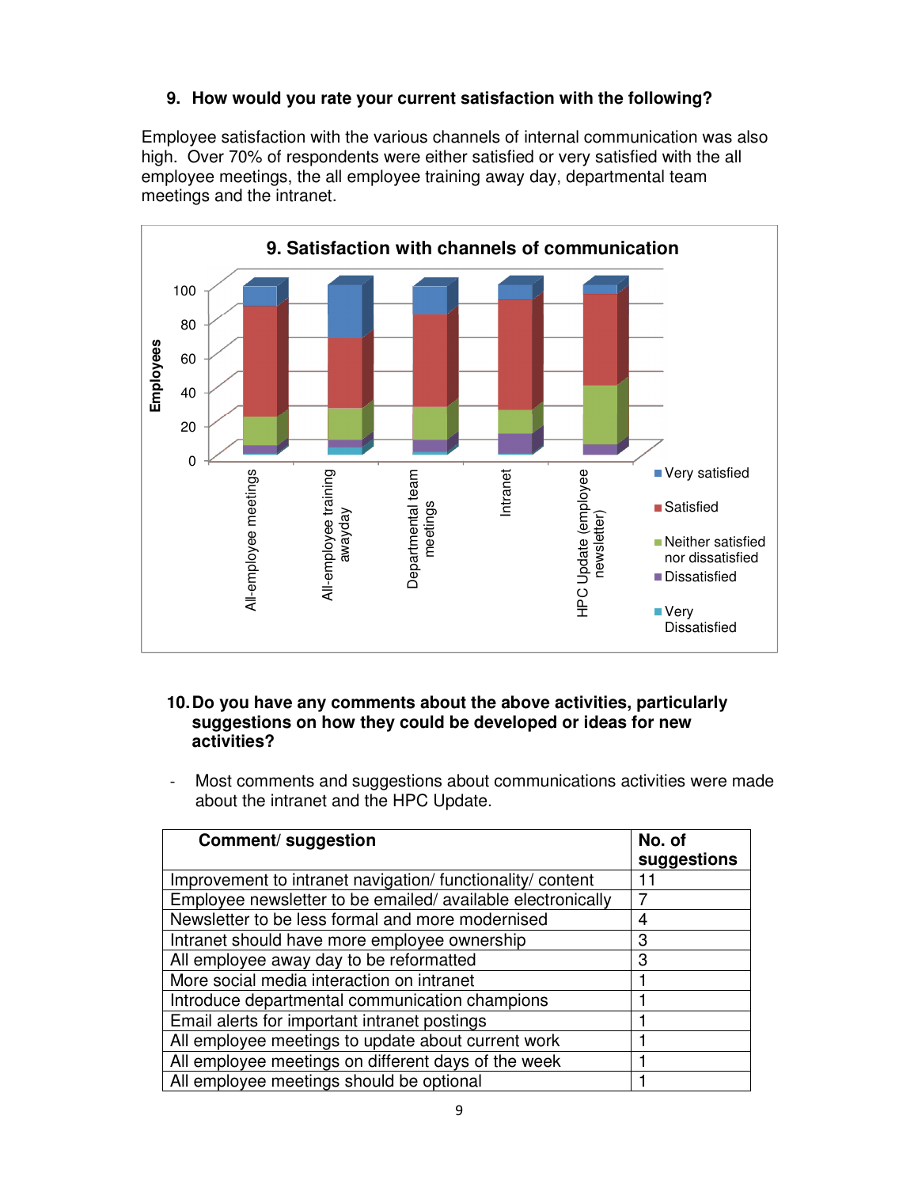9. **How would you rate your current satisfaction with the following?**

Employee satisfaction with the various channels of internal communication was also high. Over 70% of respondents were either satisfied or very satisfied with the all employee meetings, the all employee training away day, departmental team meetings and the intranet.

10. **Do you have any comments about the above activities, particularly suggestions on how they could be developed or ideas for new activities?**

- Most comments and suggestions about communications activities were made about the intranet and the HPC Update.

| Comment/ suggestion | No. of suggestions |
|---|---|
| Improvement to intranet navigation/ functionality/ content | 11 |
| Employee newsletter to be emailed/ available electronically | 7 |
| Newsletter to be less formal and more modernised | 4 |
| Intranet should have more employee ownership | 3 |
| All employee away day to be reformatted | 3 |
| More social media interaction on intranet | 1 |
| Introduce departmental communication champions | 1 |
| Email alerts for important intranet postings | 1 |
| All employee meetings to update about current work | 1 |
| All employee meetings on different days of the week | 1 |
| All employee meetings should be optional | 1 |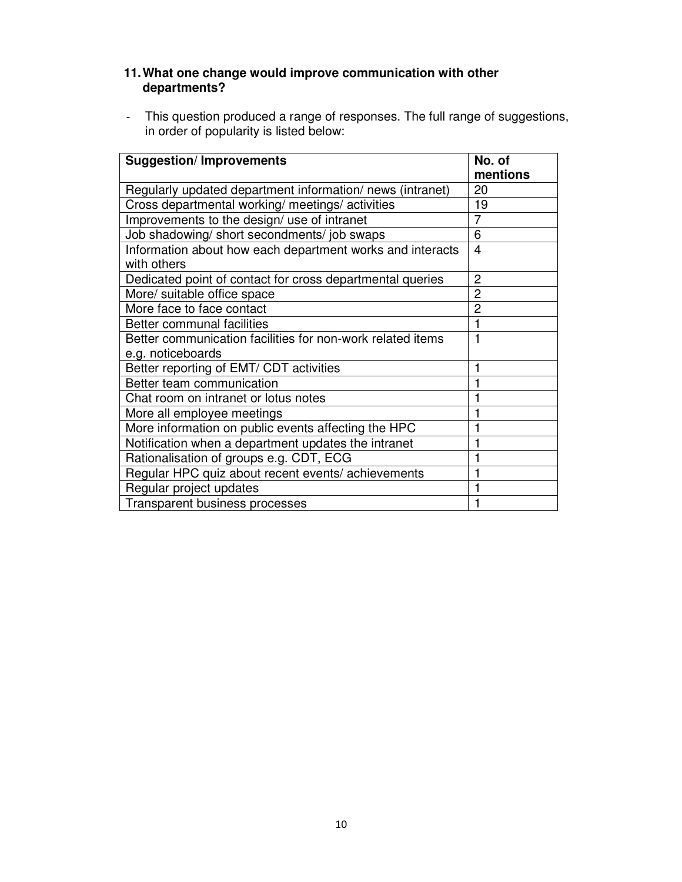**11. What one change would improve communication with other departments?**

- This question produced a range of responses. The full range of suggestions, in order of popularity is listed below:

| Suggestion/ Improvements | No. of mentions |
|---|---|
| Regularly updated department information/ news (intranet) | 20 |
| Cross departmental working/ meetings/ activities | 19 |
| Improvements to the design/ use of intranet | 7 |
| Job shadowing/ short secondments/ job swaps | 6 |
| Information about how each department works and interacts with others | 4 |
| Dedicated point of contact for cross departmental queries | 2 |
| More/ suitable office space | 2 |
| More face to face contact | 2 |
| Better communal facilities | 1 |
| Better communication facilities for non-work related items e.g. noticeboards | 1 |
| Better reporting of EMT/ CDT activities | 1 |
| Better team communication | 1 |
| Chat room on intranet or lotus notes | 1 |
| More all employee meetings | 1 |
| More information on public events affecting the HPC | 1 |
| Notification when a department updates the intranet | 1 |
| Rationalisation of groups e.g. CDT, ECG | 1 |
| Regular HPC quiz about recent events/ achievements | 1 |
| Regular project updates | 1 |
| Transparent business processes | 1 |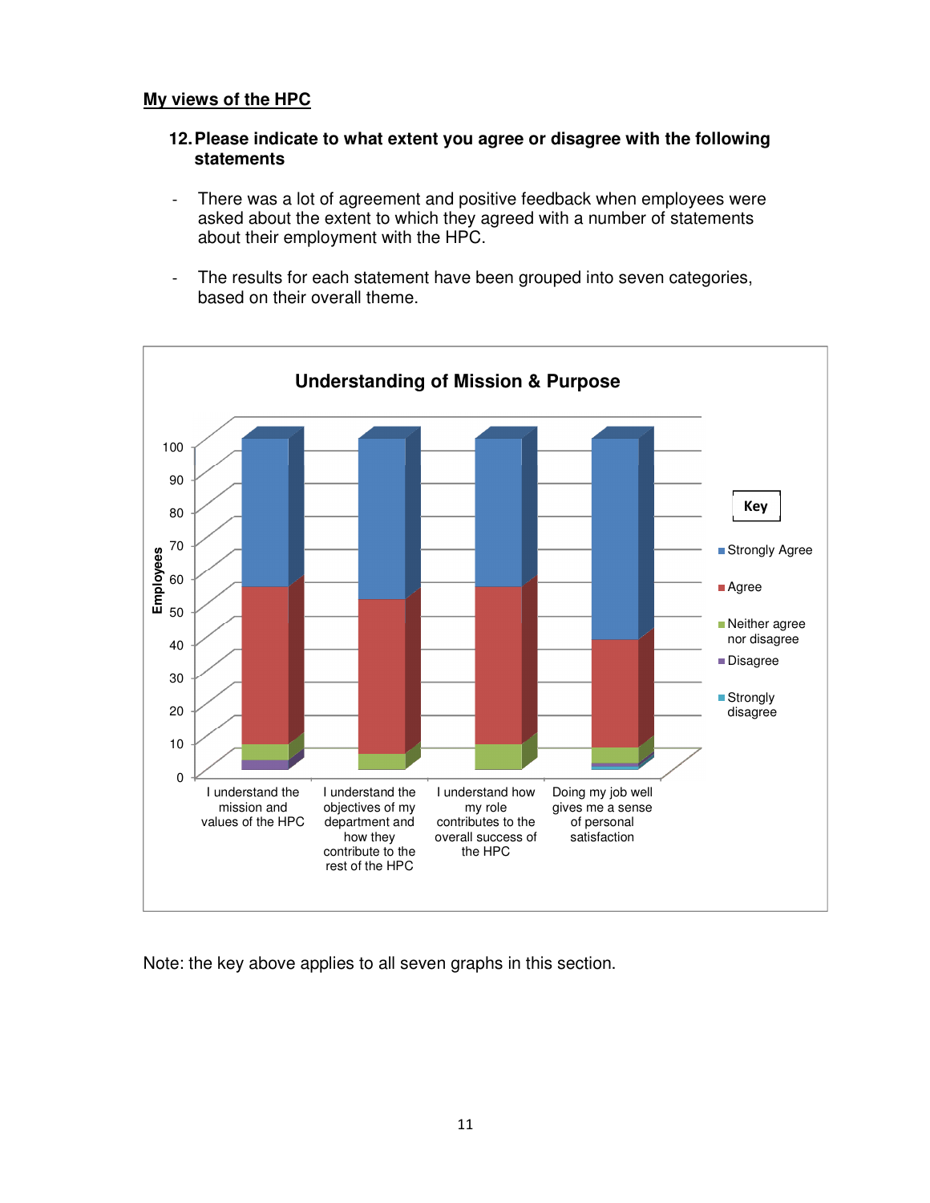## My views of the HPC

### 12. Please indicate to what extent you agree or disagree with the following statements

- There was a lot of agreement and positive feedback when employees were asked about the extent to which they agreed with a number of statements about their employment with the HPC.

- The results for each statement have been grouped into seven categories, based on their overall theme.

**Understanding of Mission & Purpose**

Employees (0–100)

Key: Strongly Agree; Agree; Neither agree nor disagree; Disagree; Strongly disagree

- I understand the mission and values of the HPC
- I understand the objectives of my department and how they contribute to the rest of the HPC
- I understand how my role contributes to the overall success of the HPC
- Doing my job well gives me a sense of personal satisfaction

Note: the key above applies to all seven graphs in this section.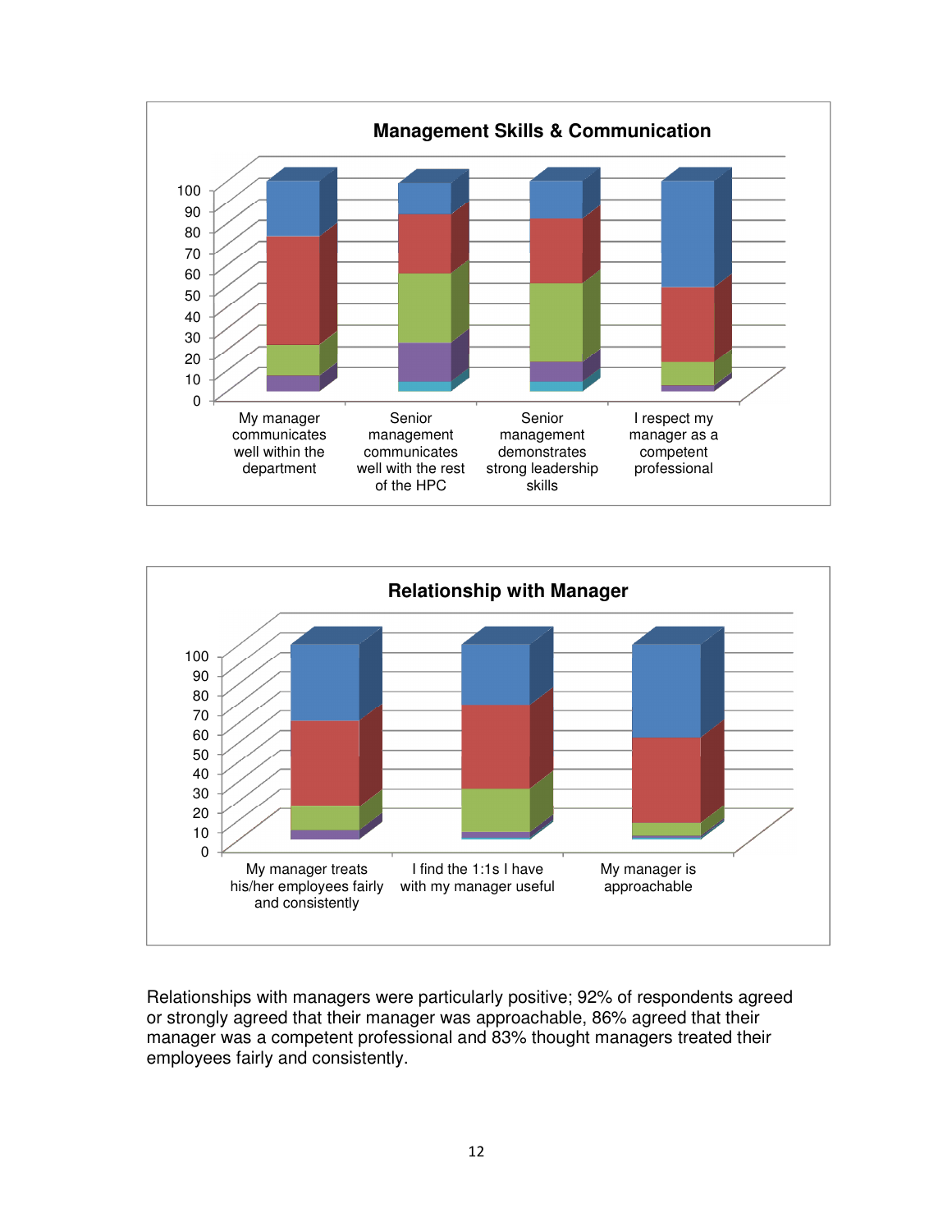**Management Skills & Communication**

- My manager communicates well within the department
- Senior management communicates well with the rest of the HPC
- Senior management demonstrates strong leadership skills
- I respect my manager as a competent professional

**Relationship with Manager**

- My manager treats his/her employees fairly and consistently
- I find the 1:1s I have with my manager useful
- My manager is approachable

Relationships with managers were particularly positive; 92% of respondents agreed or strongly agreed that their manager was approachable, 86% agreed that their manager was a competent professional and 83% thought managers treated their employees fairly and consistently.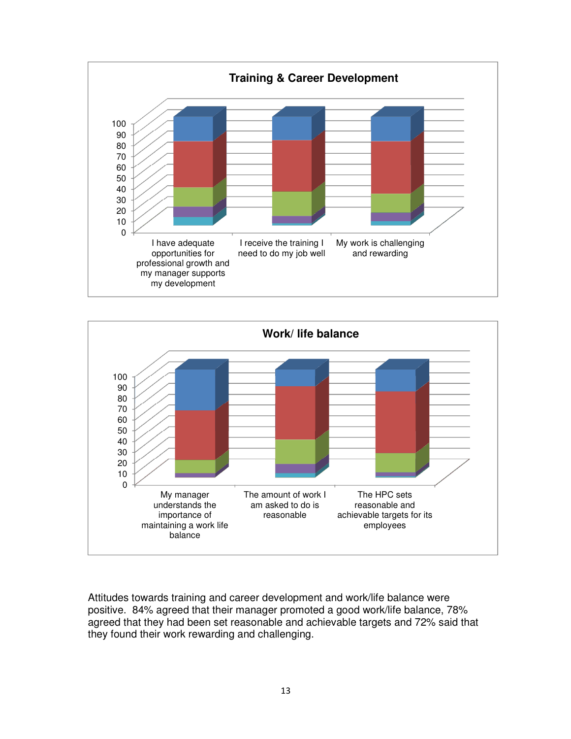**Training & Career Development**

100
90
80
70
60
50
40
30
20
10
0

I have adequate opportunities for professional growth and my manager supports my development

I receive the training I need to do my job well

My work is challenging and rewarding

**Work/ life balance**

100
90
80
70
60
50
40
30
20
10
0

My manager understands the importance of maintaining a work life balance

The amount of work I am asked to do is reasonable

The HPC sets reasonable and achievable targets for its employees

Attitudes towards training and career development and work/life balance were positive. 84% agreed that their manager promoted a good work/life balance, 78% agreed that they had been set reasonable and achievable targets and 72% said that they found their work rewarding and challenging.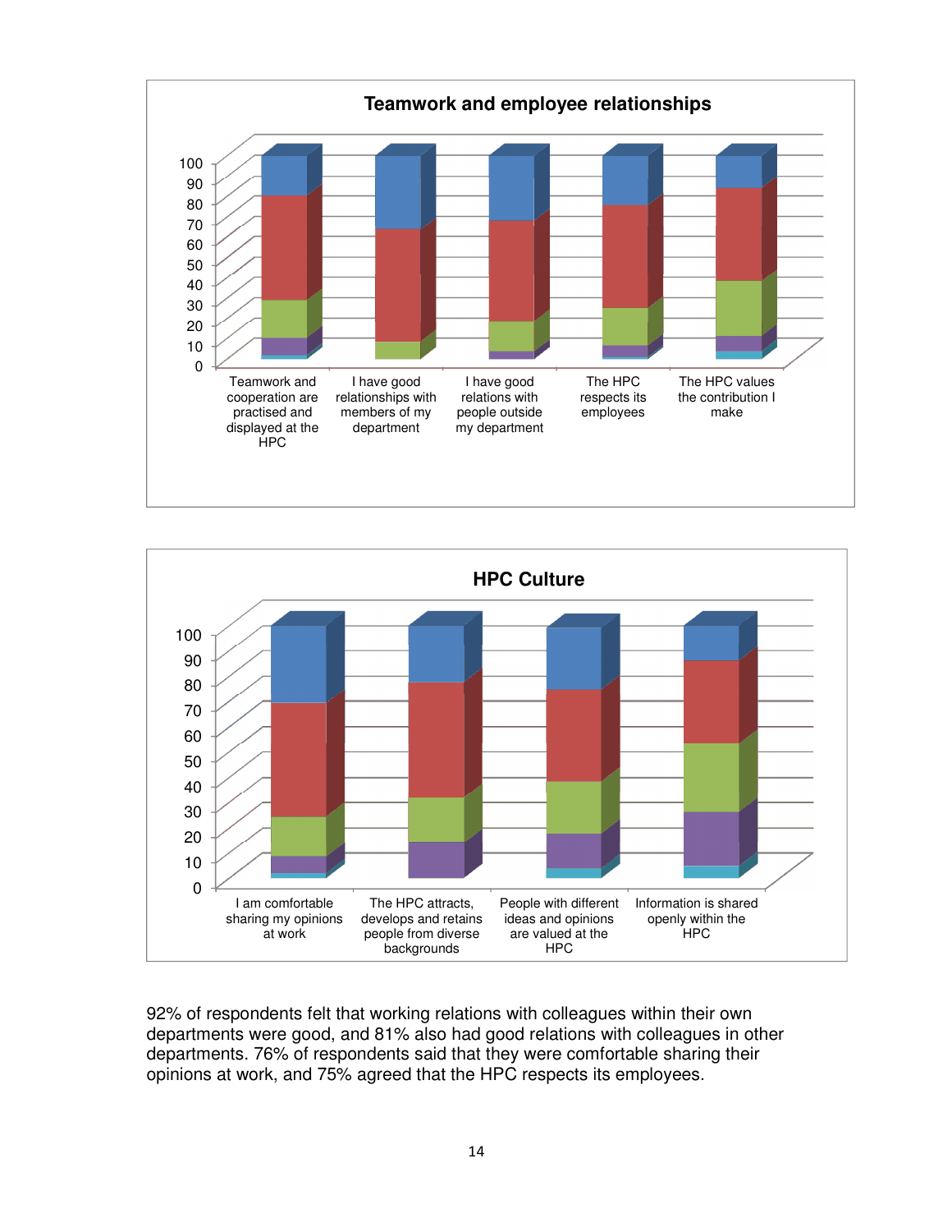**Teamwork and employee relationships**

Categories: Teamwork and cooperation are practised and displayed at the HPC; I have good relationships with members of my department; I have good relations with people outside my department; The HPC respects its employees; The HPC values the contribution I make

**HPC Culture**

Categories: I am comfortable sharing my opinions at work; The HPC attracts, develops and retains people from diverse backgrounds; People with different ideas and opinions are valued at the HPC; Information is shared openly within the HPC

92% of respondents felt that working relations with colleagues within their own departments were good, and 81% also had good relations with colleagues in other departments. 76% of respondents said that they were comfortable sharing their opinions at work, and 75% agreed that the HPC respects its employees.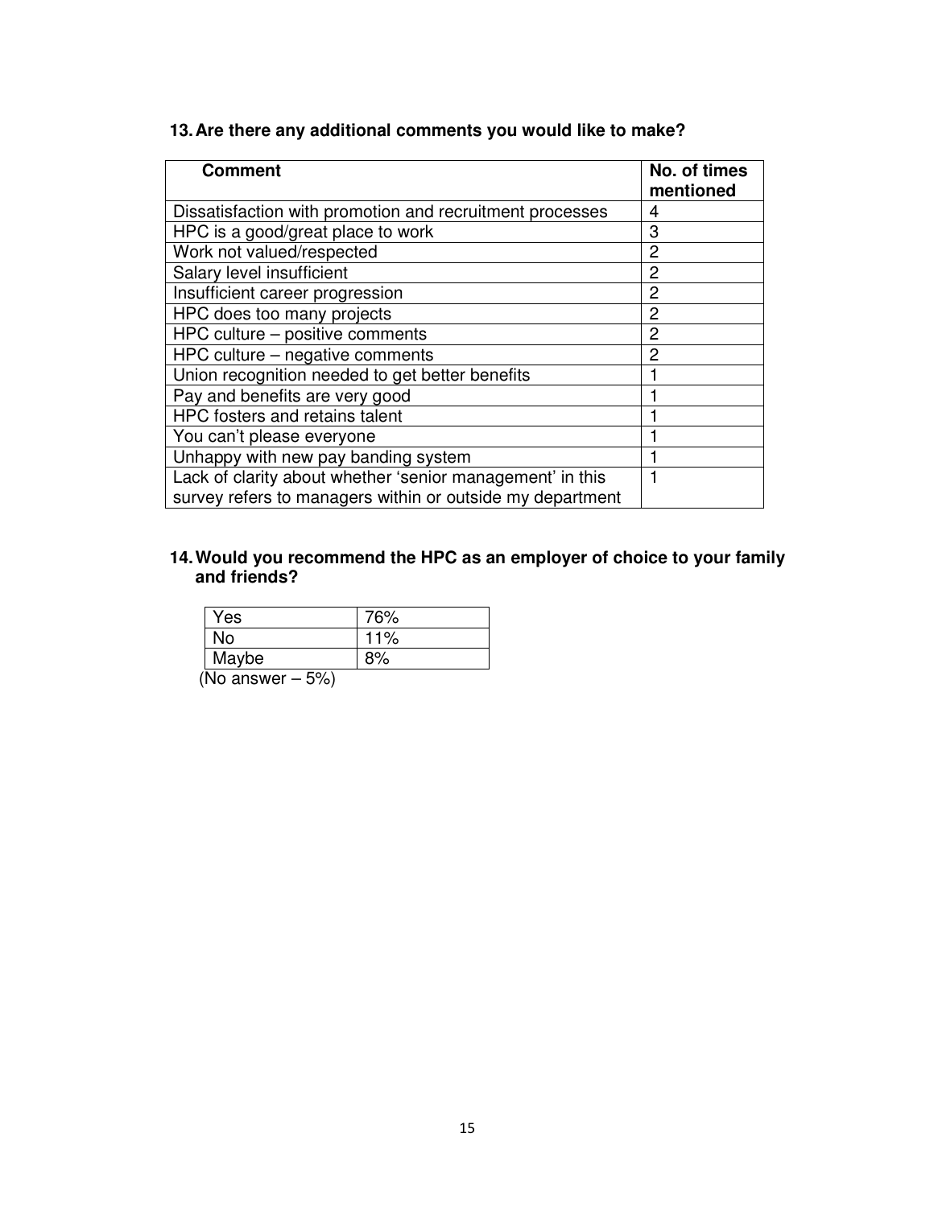**13. Are there any additional comments you would like to make?**

| Comment | No. of times mentioned |
|---|---|
| Dissatisfaction with promotion and recruitment processes | 4 |
| HPC is a good/great place to work | 3 |
| Work not valued/respected | 2 |
| Salary level insufficient | 2 |
| Insufficient career progression | 2 |
| HPC does too many projects | 2 |
| HPC culture – positive comments | 2 |
| HPC culture – negative comments | 2 |
| Union recognition needed to get better benefits | 1 |
| Pay and benefits are very good | 1 |
| HPC fosters and retains talent | 1 |
| You can't please everyone | 1 |
| Unhappy with new pay banding system | 1 |
| Lack of clarity about whether 'senior management' in this survey refers to managers within or outside my department | 1 |

**14. Would you recommend the HPC as an employer of choice to your family and friends?**

| | |
|---|---|
| Yes | 76% |
| No | 11% |
| Maybe | 8% |

(No answer – 5%)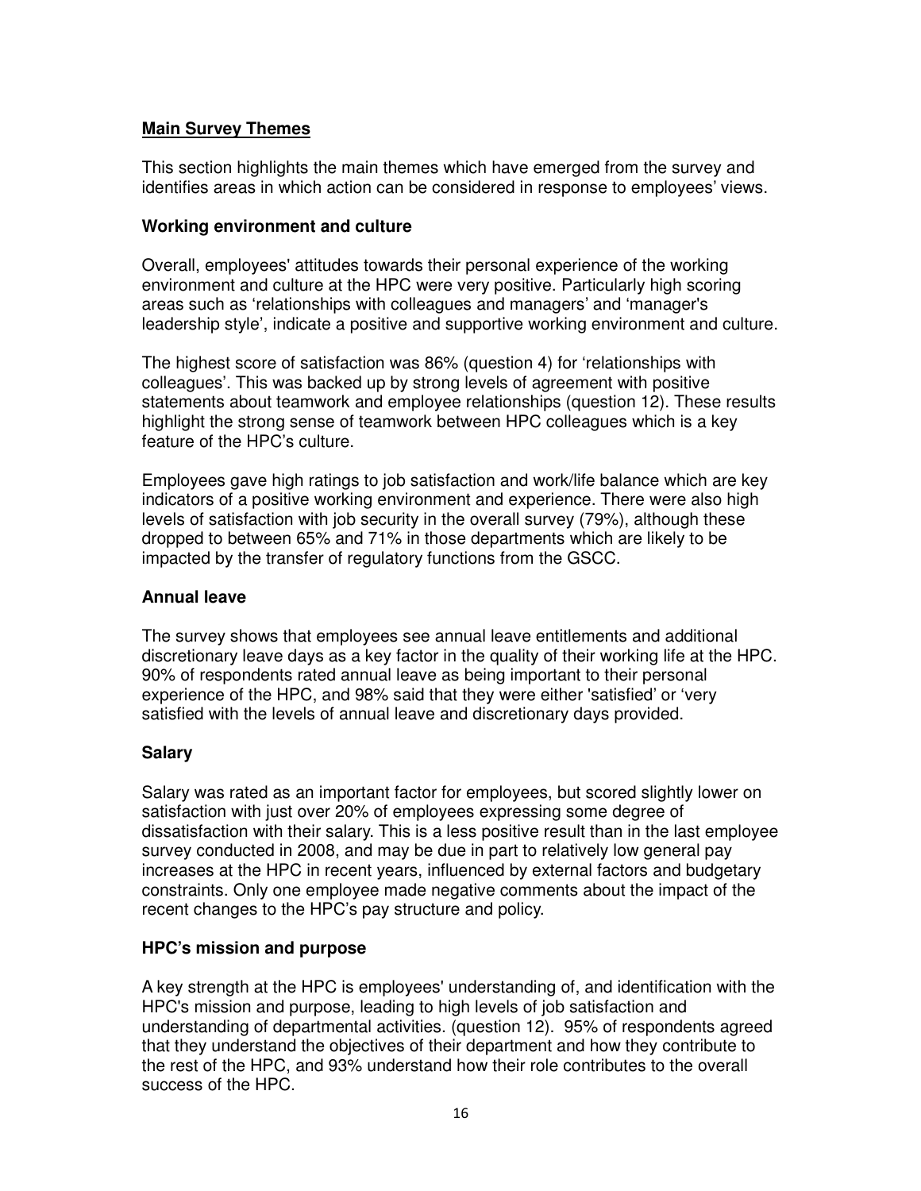## Main Survey Themes

This section highlights the main themes which have emerged from the survey and identifies areas in which action can be considered in response to employees' views.

### Working environment and culture

Overall, employees' attitudes towards their personal experience of the working environment and culture at the HPC were very positive. Particularly high scoring areas such as 'relationships with colleagues and managers' and 'manager's leadership style', indicate a positive and supportive working environment and culture.

The highest score of satisfaction was 86% (question 4) for 'relationships with colleagues'. This was backed up by strong levels of agreement with positive statements about teamwork and employee relationships (question 12). These results highlight the strong sense of teamwork between HPC colleagues which is a key feature of the HPC's culture.

Employees gave high ratings to job satisfaction and work/life balance which are key indicators of a positive working environment and experience. There were also high levels of satisfaction with job security in the overall survey (79%), although these dropped to between 65% and 71% in those departments which are likely to be impacted by the transfer of regulatory functions from the GSCC.

### Annual leave

The survey shows that employees see annual leave entitlements and additional discretionary leave days as a key factor in the quality of their working life at the HPC. 90% of respondents rated annual leave as being important to their personal experience of the HPC, and 98% said that they were either 'satisfied' or 'very satisfied with the levels of annual leave and discretionary days provided.

### Salary

Salary was rated as an important factor for employees, but scored slightly lower on satisfaction with just over 20% of employees expressing some degree of dissatisfaction with their salary. This is a less positive result than in the last employee survey conducted in 2008, and may be due in part to relatively low general pay increases at the HPC in recent years, influenced by external factors and budgetary constraints. Only one employee made negative comments about the impact of the recent changes to the HPC's pay structure and policy.

### HPC's mission and purpose

A key strength at the HPC is employees' understanding of, and identification with the HPC's mission and purpose, leading to high levels of job satisfaction and understanding of departmental activities. (question 12). 95% of respondents agreed that they understand the objectives of their department and how they contribute to the rest of the HPC, and 93% understand how their role contributes to the overall success of the HPC.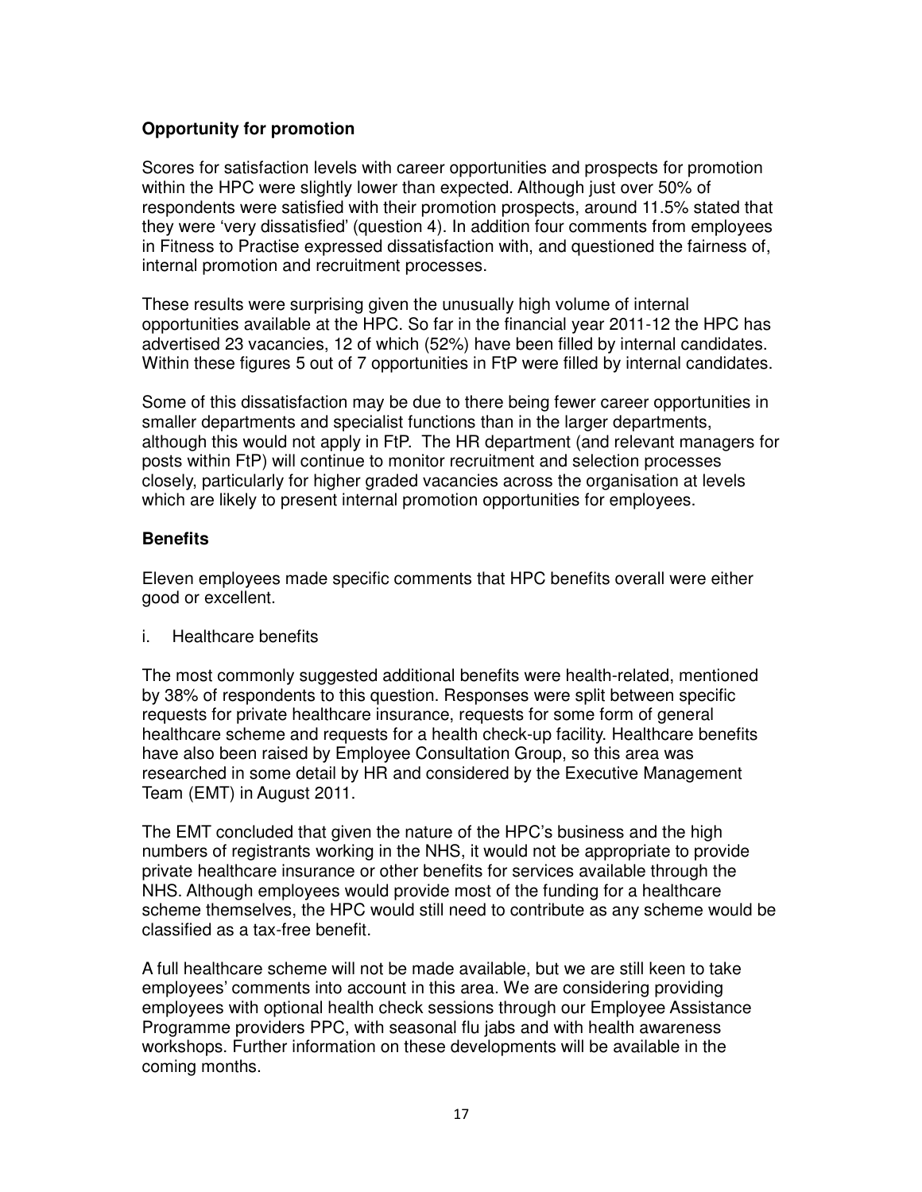**Opportunity for promotion**

Scores for satisfaction levels with career opportunities and prospects for promotion within the HPC were slightly lower than expected. Although just over 50% of respondents were satisfied with their promotion prospects, around 11.5% stated that they were 'very dissatisfied' (question 4). In addition four comments from employees in Fitness to Practise expressed dissatisfaction with, and questioned the fairness of, internal promotion and recruitment processes.

These results were surprising given the unusually high volume of internal opportunities available at the HPC. So far in the financial year 2011-12 the HPC has advertised 23 vacancies, 12 of which (52%) have been filled by internal candidates. Within these figures 5 out of 7 opportunities in FtP were filled by internal candidates.

Some of this dissatisfaction may be due to there being fewer career opportunities in smaller departments and specialist functions than in the larger departments, although this would not apply in FtP. The HR department (and relevant managers for posts within FtP) will continue to monitor recruitment and selection processes closely, particularly for higher graded vacancies across the organisation at levels which are likely to present internal promotion opportunities for employees.

**Benefits**

Eleven employees made specific comments that HPC benefits overall were either good or excellent.

i. Healthcare benefits

The most commonly suggested additional benefits were health-related, mentioned by 38% of respondents to this question. Responses were split between specific requests for private healthcare insurance, requests for some form of general healthcare scheme and requests for a health check-up facility. Healthcare benefits have also been raised by Employee Consultation Group, so this area was researched in some detail by HR and considered by the Executive Management Team (EMT) in August 2011.

The EMT concluded that given the nature of the HPC's business and the high numbers of registrants working in the NHS, it would not be appropriate to provide private healthcare insurance or other benefits for services available through the NHS. Although employees would provide most of the funding for a healthcare scheme themselves, the HPC would still need to contribute as any scheme would be classified as a tax-free benefit.

A full healthcare scheme will not be made available, but we are still keen to take employees' comments into account in this area. We are considering providing employees with optional health check sessions through our Employee Assistance Programme providers PPC, with seasonal flu jabs and with health awareness workshops. Further information on these developments will be available in the coming months.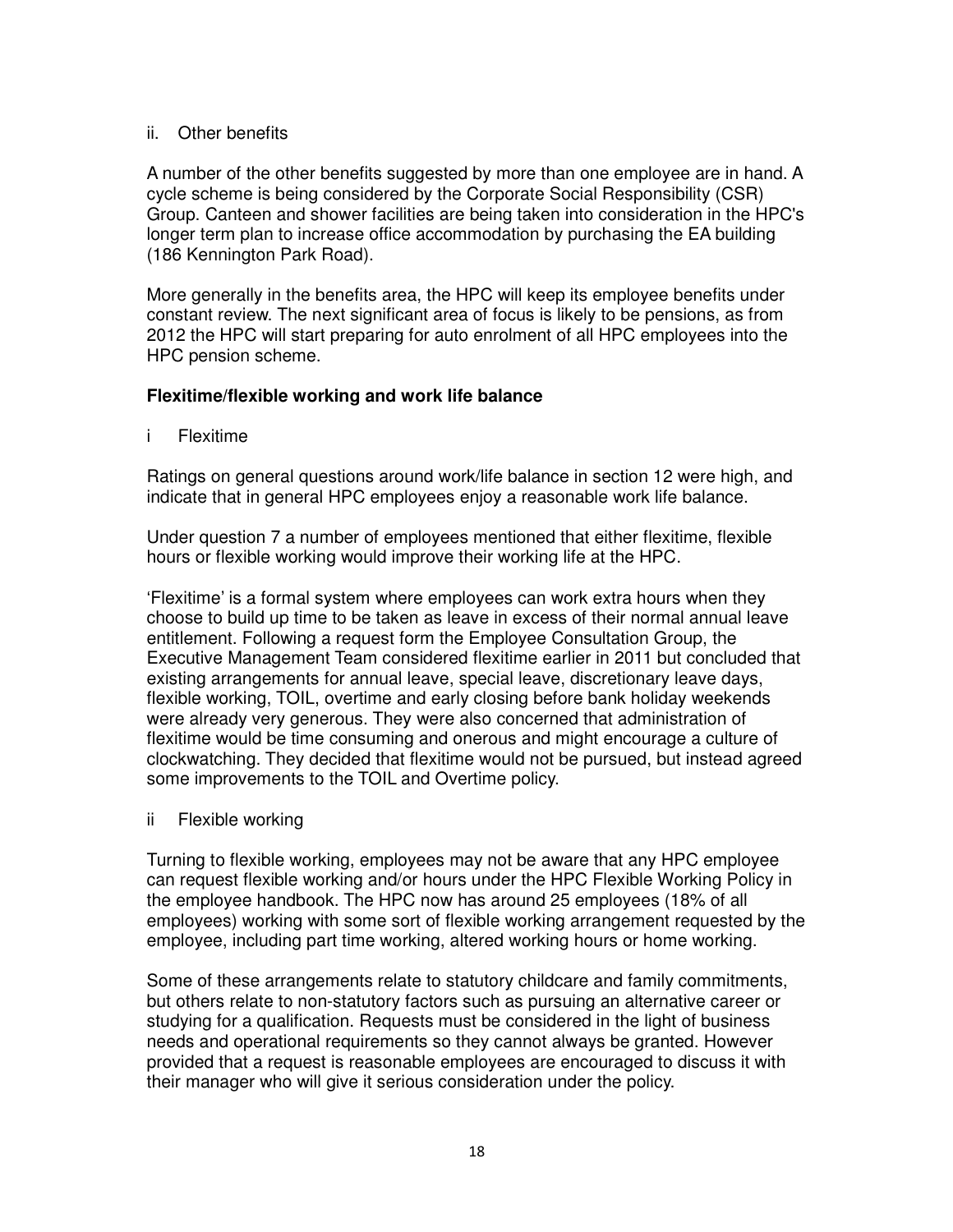ii. Other benefits

A number of the other benefits suggested by more than one employee are in hand. A cycle scheme is being considered by the Corporate Social Responsibility (CSR) Group. Canteen and shower facilities are being taken into consideration in the HPC's longer term plan to increase office accommodation by purchasing the EA building (186 Kennington Park Road).

More generally in the benefits area, the HPC will keep its employee benefits under constant review. The next significant area of focus is likely to be pensions, as from 2012 the HPC will start preparing for auto enrolment of all HPC employees into the HPC pension scheme.

**Flexitime/flexible working and work life balance**

i Flexitime

Ratings on general questions around work/life balance in section 12 were high, and indicate that in general HPC employees enjoy a reasonable work life balance.

Under question 7 a number of employees mentioned that either flexitime, flexible hours or flexible working would improve their working life at the HPC.

'Flexitime' is a formal system where employees can work extra hours when they choose to build up time to be taken as leave in excess of their normal annual leave entitlement. Following a request form the Employee Consultation Group, the Executive Management Team considered flexitime earlier in 2011 but concluded that existing arrangements for annual leave, special leave, discretionary leave days, flexible working, TOIL, overtime and early closing before bank holiday weekends were already very generous. They were also concerned that administration of flexitime would be time consuming and onerous and might encourage a culture of clockwatching. They decided that flexitime would not be pursued, but instead agreed some improvements to the TOIL and Overtime policy.

ii Flexible working

Turning to flexible working, employees may not be aware that any HPC employee can request flexible working and/or hours under the HPC Flexible Working Policy in the employee handbook. The HPC now has around 25 employees (18% of all employees) working with some sort of flexible working arrangement requested by the employee, including part time working, altered working hours or home working.

Some of these arrangements relate to statutory childcare and family commitments, but others relate to non-statutory factors such as pursuing an alternative career or studying for a qualification. Requests must be considered in the light of business needs and operational requirements so they cannot always be granted. However provided that a request is reasonable employees are encouraged to discuss it with their manager who will give it serious consideration under the policy.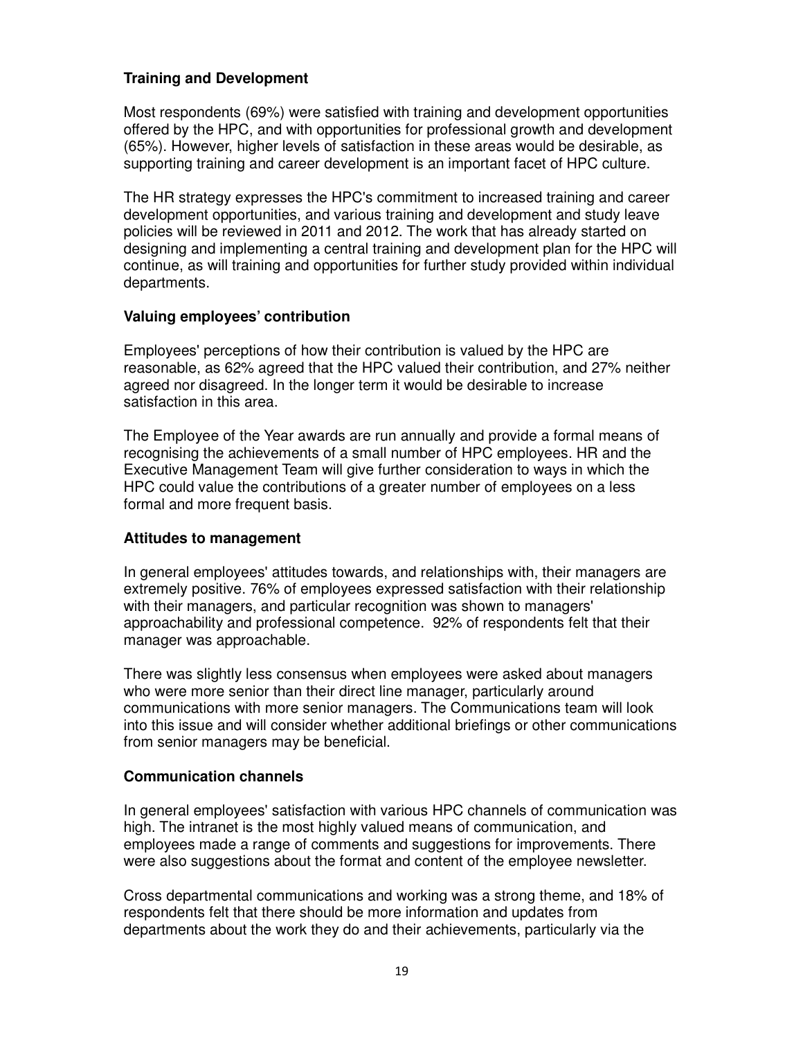**Training and Development**

Most respondents (69%) were satisfied with training and development opportunities offered by the HPC, and with opportunities for professional growth and development (65%). However, higher levels of satisfaction in these areas would be desirable, as supporting training and career development is an important facet of HPC culture.

The HR strategy expresses the HPC's commitment to increased training and career development opportunities, and various training and development and study leave policies will be reviewed in 2011 and 2012. The work that has already started on designing and implementing a central training and development plan for the HPC will continue, as will training and opportunities for further study provided within individual departments.

**Valuing employees' contribution**

Employees' perceptions of how their contribution is valued by the HPC are reasonable, as 62% agreed that the HPC valued their contribution, and 27% neither agreed nor disagreed. In the longer term it would be desirable to increase satisfaction in this area.

The Employee of the Year awards are run annually and provide a formal means of recognising the achievements of a small number of HPC employees. HR and the Executive Management Team will give further consideration to ways in which the HPC could value the contributions of a greater number of employees on a less formal and more frequent basis.

**Attitudes to management**

In general employees' attitudes towards, and relationships with, their managers are extremely positive. 76% of employees expressed satisfaction with their relationship with their managers, and particular recognition was shown to managers' approachability and professional competence. 92% of respondents felt that their manager was approachable.

There was slightly less consensus when employees were asked about managers who were more senior than their direct line manager, particularly around communications with more senior managers. The Communications team will look into this issue and will consider whether additional briefings or other communications from senior managers may be beneficial.

**Communication channels**

In general employees' satisfaction with various HPC channels of communication was high. The intranet is the most highly valued means of communication, and employees made a range of comments and suggestions for improvements. There were also suggestions about the format and content of the employee newsletter.

Cross departmental communications and working was a strong theme, and 18% of respondents felt that there should be more information and updates from departments about the work they do and their achievements, particularly via the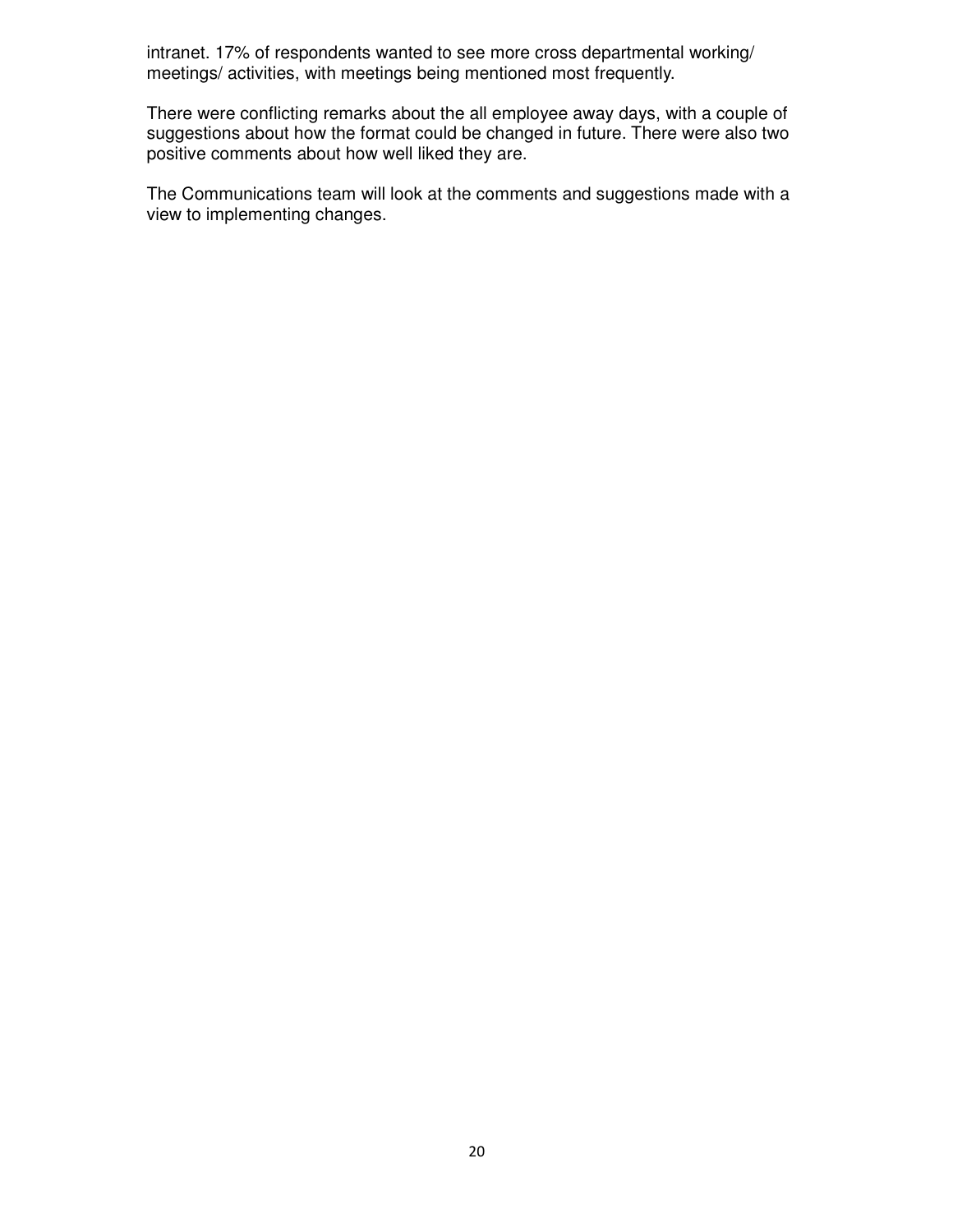intranet. 17% of respondents wanted to see more cross departmental working/ meetings/ activities, with meetings being mentioned most frequently.

There were conflicting remarks about the all employee away days, with a couple of suggestions about how the format could be changed in future. There were also two positive comments about how well liked they are.

The Communications team will look at the comments and suggestions made with a view to implementing changes.